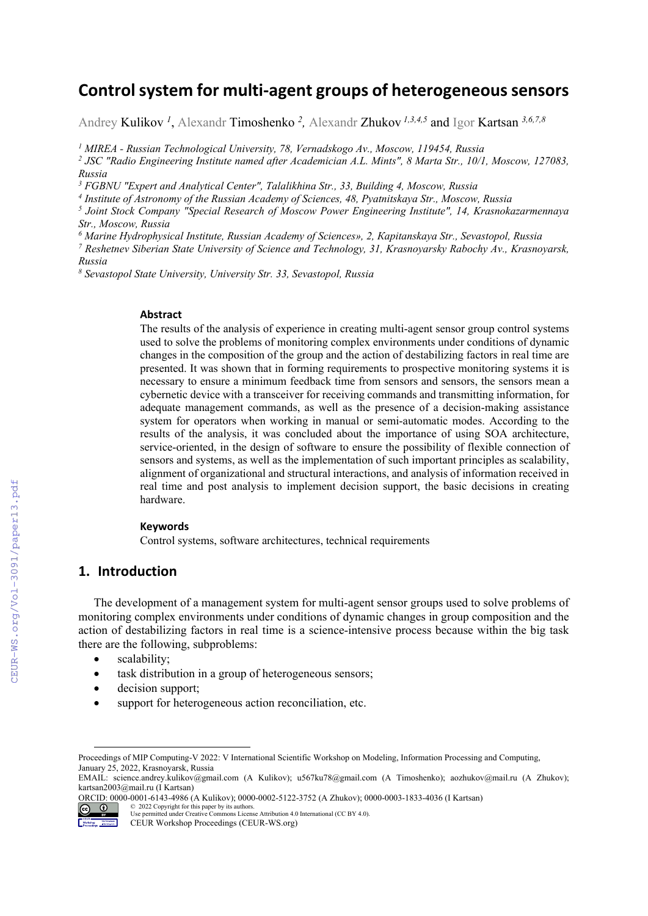# Control system for multi-agent groups of heterogeneous sensors

Andrey Kulikov [1], Alexandr Timoshenko [2], Alexandr Zhukov [1,3,4,5] and Igor Kartsan [3,6,7,8]

[1] *MIREA - Russian Technological University, 78, Vernadskogo Av., Moscow, 119454, Russia*
[2] *JSC "Radio Engineering Institute named after Academician A.L. Mints", 8 Marta Str., 10/1, Moscow, 127083, Russia*
[3] *FGBNU "Expert and Analytical Center", Talalikhina Str., 33, Building 4, Moscow, Russia*
[4] *Institute of Astronomy of the Russian Academy of Sciences, 48, Pyatnitskaya Str., Moscow, Russia*
[5] *Joint Stock Company "Special Research of Moscow Power Engineering Institute", 14, Krasnokazarmennaya Str., Moscow, Russia*
[6] *Marine Hydrophysical Institute, Russian Academy of Sciences», 2, Kapitanskaya Str., Sevastopol, Russia*
[7] *Reshetnev Siberian State University of Science and Technology, 31, Krasnoyarsky Rabochy Av., Krasnoyarsk, Russia*
[8] *Sevastopol State University, University Str. 33, Sevastopol, Russia*

### Abstract

The results of the analysis of experience in creating multi-agent sensor group control systems used to solve the problems of monitoring complex environments under conditions of dynamic changes in the composition of the group and the action of destabilizing factors in real time are presented. It was shown that in forming requirements to prospective monitoring systems it is necessary to ensure a minimum feedback time from sensors and sensors, the sensors mean a cybernetic device with a transceiver for receiving commands and transmitting information, for adequate management commands, as well as the presence of a decision-making assistance system for operators when working in manual or semi-automatic modes. According to the results of the analysis, it was concluded about the importance of using SOA architecture, service-oriented, in the design of software to ensure the possibility of flexible connection of sensors and systems, as well as the implementation of such important principles as scalability, alignment of organizational and structural interactions, and analysis of information received in real time and post analysis to implement decision support, the basic decisions in creating hardware.

### Keywords

Control systems, software architectures, technical requirements

## 1. Introduction

The development of a management system for multi-agent sensor groups used to solve problems of monitoring complex environments under conditions of dynamic changes in group composition and the action of destabilizing factors in real time is a science-intensive process because within the big task there are the following, subproblems:

- scalability;
- task distribution in a group of heterogeneous sensors;
- decision support;
- support for heterogeneous action reconciliation, etc.

Proceedings of MIP Computing-V 2022: V International Scientific Workshop on Modeling, Information Processing and Computing, January 25, 2022, Krasnoyarsk, Russia
EMAIL: science.andrey.kulikov@gmail.com (A Kulikov); u567ku78@gmail.com (A Timoshenko); aozhukov@mail.ru (A Zhukov); kartsan2003@mail.ru (I Kartsan)
ORCID: 0000-0001-6143-4986 (A Kulikov); 0000-0002-5122-3752 (A Zhukov); 0000-0003-1833-4036 (I Kartsan)
© 2022 Copyright for this paper by its authors.
Use permitted under Creative Commons License Attribution 4.0 International (CC BY 4.0).
CEUR Workshop Proceedings (CEUR-WS.org)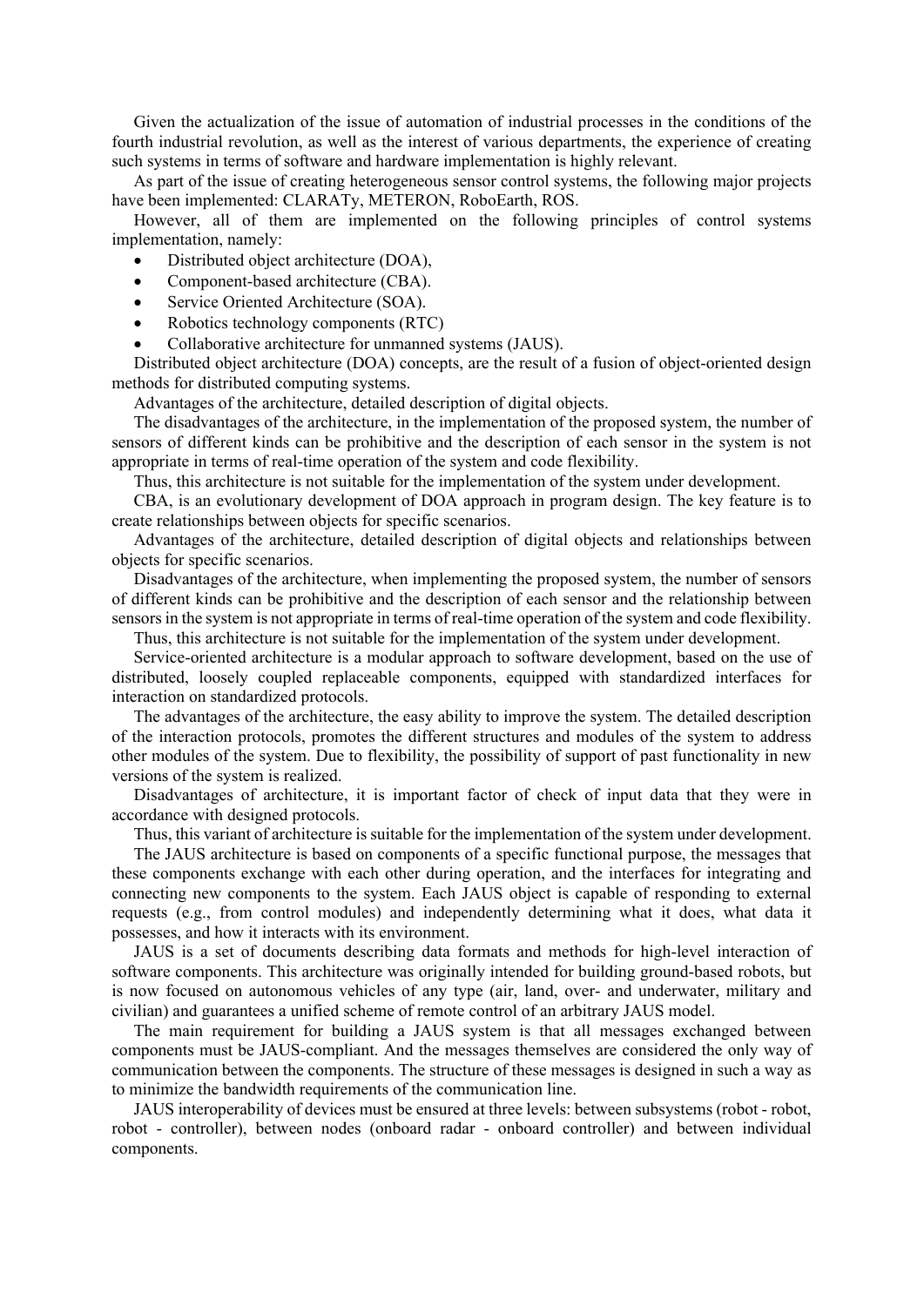Given the actualization of the issue of automation of industrial processes in the conditions of the fourth industrial revolution, as well as the interest of various departments, the experience of creating such systems in terms of software and hardware implementation is highly relevant.

As part of the issue of creating heterogeneous sensor control systems, the following major projects have been implemented: CLARATy, METERON, RoboEarth, ROS.

However, all of them are implemented on the following principles of control systems implementation, namely:

- Distributed object architecture (DOA),
- Component-based architecture (CBA).
- Service Oriented Architecture (SOA).
- Robotics technology components (RTC)
- Collaborative architecture for unmanned systems (JAUS).

Distributed object architecture (DOA) concepts, are the result of a fusion of object-oriented design methods for distributed computing systems.

Advantages of the architecture, detailed description of digital objects.

The disadvantages of the architecture, in the implementation of the proposed system, the number of sensors of different kinds can be prohibitive and the description of each sensor in the system is not appropriate in terms of real-time operation of the system and code flexibility.

Thus, this architecture is not suitable for the implementation of the system under development.

CBA, is an evolutionary development of DOA approach in program design. The key feature is to create relationships between objects for specific scenarios.

Advantages of the architecture, detailed description of digital objects and relationships between objects for specific scenarios.

Disadvantages of the architecture, when implementing the proposed system, the number of sensors of different kinds can be prohibitive and the description of each sensor and the relationship between sensors in the system is not appropriate in terms of real-time operation of the system and code flexibility.

Thus, this architecture is not suitable for the implementation of the system under development.

Service-oriented architecture is a modular approach to software development, based on the use of distributed, loosely coupled replaceable components, equipped with standardized interfaces for interaction on standardized protocols.

The advantages of the architecture, the easy ability to improve the system. The detailed description of the interaction protocols, promotes the different structures and modules of the system to address other modules of the system. Due to flexibility, the possibility of support of past functionality in new versions of the system is realized.

Disadvantages of architecture, it is important factor of check of input data that they were in accordance with designed protocols.

Thus, this variant of architecture is suitable for the implementation of the system under development.

The JAUS architecture is based on components of a specific functional purpose, the messages that these components exchange with each other during operation, and the interfaces for integrating and connecting new components to the system. Each JAUS object is capable of responding to external requests (e.g., from control modules) and independently determining what it does, what data it possesses, and how it interacts with its environment.

JAUS is a set of documents describing data formats and methods for high-level interaction of software components. This architecture was originally intended for building ground-based robots, but is now focused on autonomous vehicles of any type (air, land, over- and underwater, military and civilian) and guarantees a unified scheme of remote control of an arbitrary JAUS model.

The main requirement for building a JAUS system is that all messages exchanged between components must be JAUS-compliant. And the messages themselves are considered the only way of communication between the components. The structure of these messages is designed in such a way as to minimize the bandwidth requirements of the communication line.

JAUS interoperability of devices must be ensured at three levels: between subsystems (robot - robot, robot - controller), between nodes (onboard radar - onboard controller) and between individual components.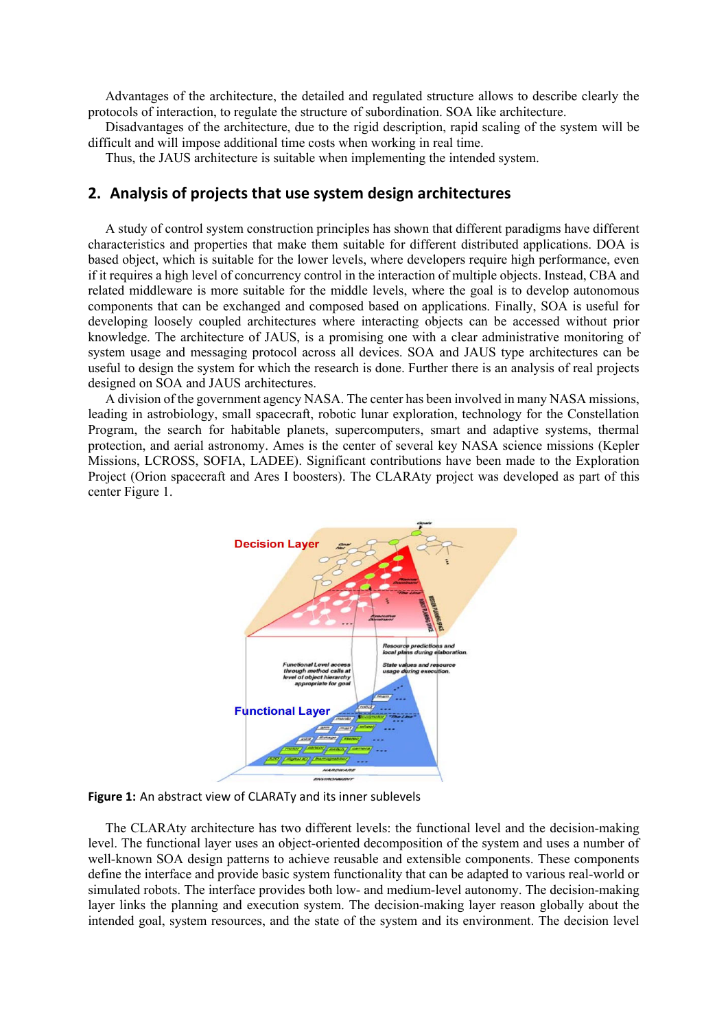Advantages of the architecture, the detailed and regulated structure allows to describe clearly the protocols of interaction, to regulate the structure of subordination. SOA like architecture.

Disadvantages of the architecture, due to the rigid description, rapid scaling of the system will be difficult and will impose additional time costs when working in real time.

Thus, the JAUS architecture is suitable when implementing the intended system.

## 2. Analysis of projects that use system design architectures

A study of control system construction principles has shown that different paradigms have different characteristics and properties that make them suitable for different distributed applications. DOA is based object, which is suitable for the lower levels, where developers require high performance, even if it requires a high level of concurrency control in the interaction of multiple objects. Instead, CBA and related middleware is more suitable for the middle levels, where the goal is to develop autonomous components that can be exchanged and composed based on applications. Finally, SOA is useful for developing loosely coupled architectures where interacting objects can be accessed without prior knowledge. The architecture of JAUS, is a promising one with a clear administrative monitoring of system usage and messaging protocol across all devices. SOA and JAUS type architectures can be useful to design the system for which the research is done. Further there is an analysis of real projects designed on SOA and JAUS architectures.

A division of the government agency NASA. The center has been involved in many NASA missions, leading in astrobiology, small spacecraft, robotic lunar exploration, technology for the Constellation Program, the search for habitable planets, supercomputers, smart and adaptive systems, thermal protection, and aerial astronomy. Ames is the center of several key NASA science missions (Kepler Missions, LCROSS, SOFIA, LADEE). Significant contributions have been made to the Exploration Project (Orion spacecraft and Ares I boosters). The CLARAty project was developed as part of this center Figure 1.

**Figure 1:** An abstract view of CLARATy and its inner sublevels

The CLARAty architecture has two different levels: the functional level and the decision-making level. The functional layer uses an object-oriented decomposition of the system and uses a number of well-known SOA design patterns to achieve reusable and extensible components. These components define the interface and provide basic system functionality that can be adapted to various real-world or simulated robots. The interface provides both low- and medium-level autonomy. The decision-making layer links the planning and execution system. The decision-making layer reason globally about the intended goal, system resources, and the state of the system and its environment. The decision level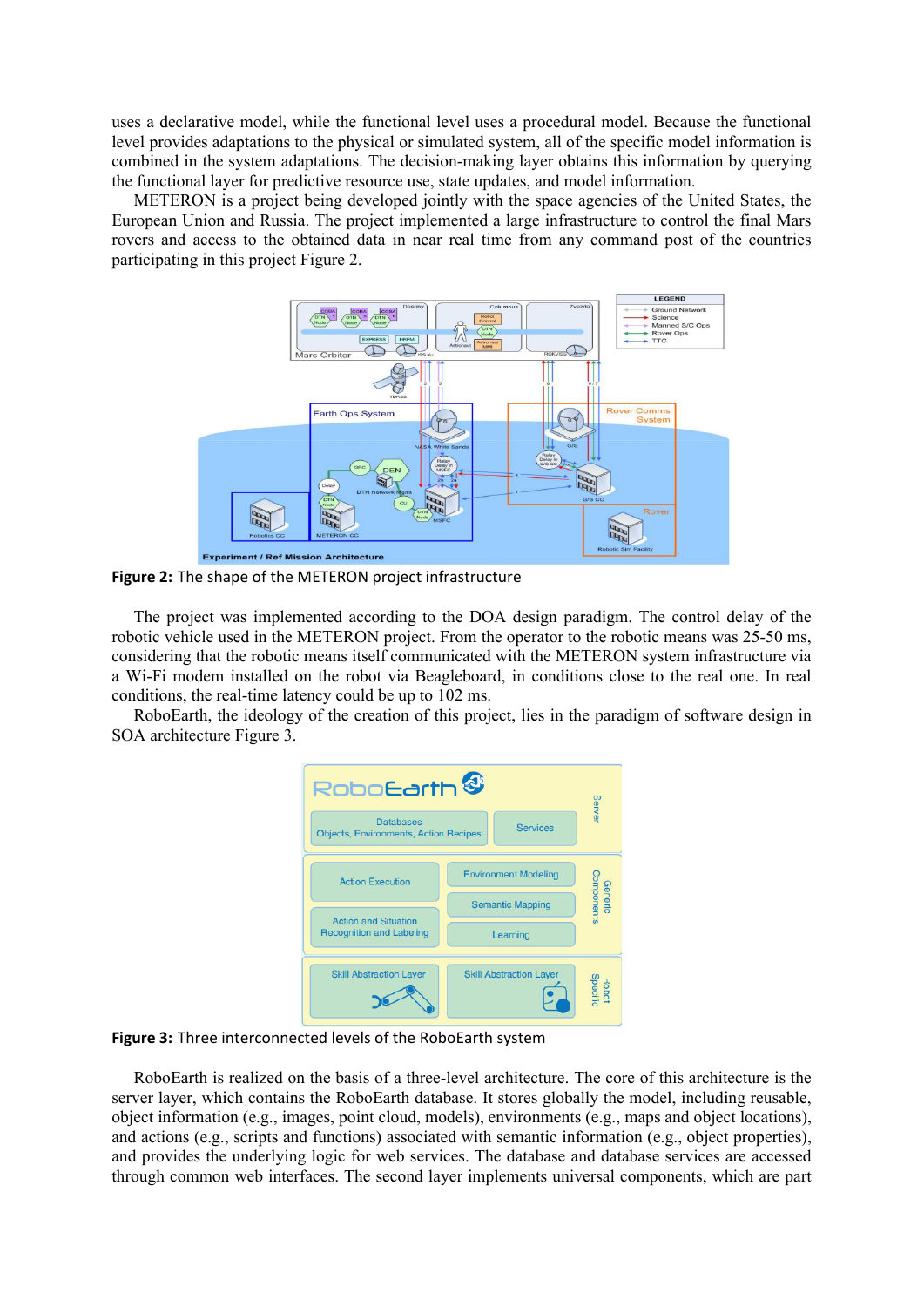uses a declarative model, while the functional level uses a procedural model. Because the functional level provides adaptations to the physical or simulated system, all of the specific model information is combined in the system adaptations. The decision-making layer obtains this information by querying the functional layer for predictive resource use, state updates, and model information.

METERON is a project being developed jointly with the space agencies of the United States, the European Union and Russia. The project implemented a large infrastructure to control the final Mars rovers and access to the obtained data in near real time from any command post of the countries participating in this project Figure 2.

**Figure 2:** The shape of the METERON project infrastructure

The project was implemented according to the DOA design paradigm. The control delay of the robotic vehicle used in the METERON project. From the operator to the robotic means was 25-50 ms, considering that the robotic means itself communicated with the METERON system infrastructure via a Wi-Fi modem installed on the robot via Beagleboard, in conditions close to the real one. In real conditions, the real-time latency could be up to 102 ms.

RoboEarth, the ideology of the creation of this project, lies in the paradigm of software design in SOA architecture Figure 3.

**Figure 3:** Three interconnected levels of the RoboEarth system

RoboEarth is realized on the basis of a three-level architecture. The core of this architecture is the server layer, which contains the RoboEarth database. It stores globally the model, including reusable, object information (e.g., images, point cloud, models), environments (e.g., maps and object locations), and actions (e.g., scripts and functions) associated with semantic information (e.g., object properties), and provides the underlying logic for web services. The database and database services are accessed through common web interfaces. The second layer implements universal components, which are part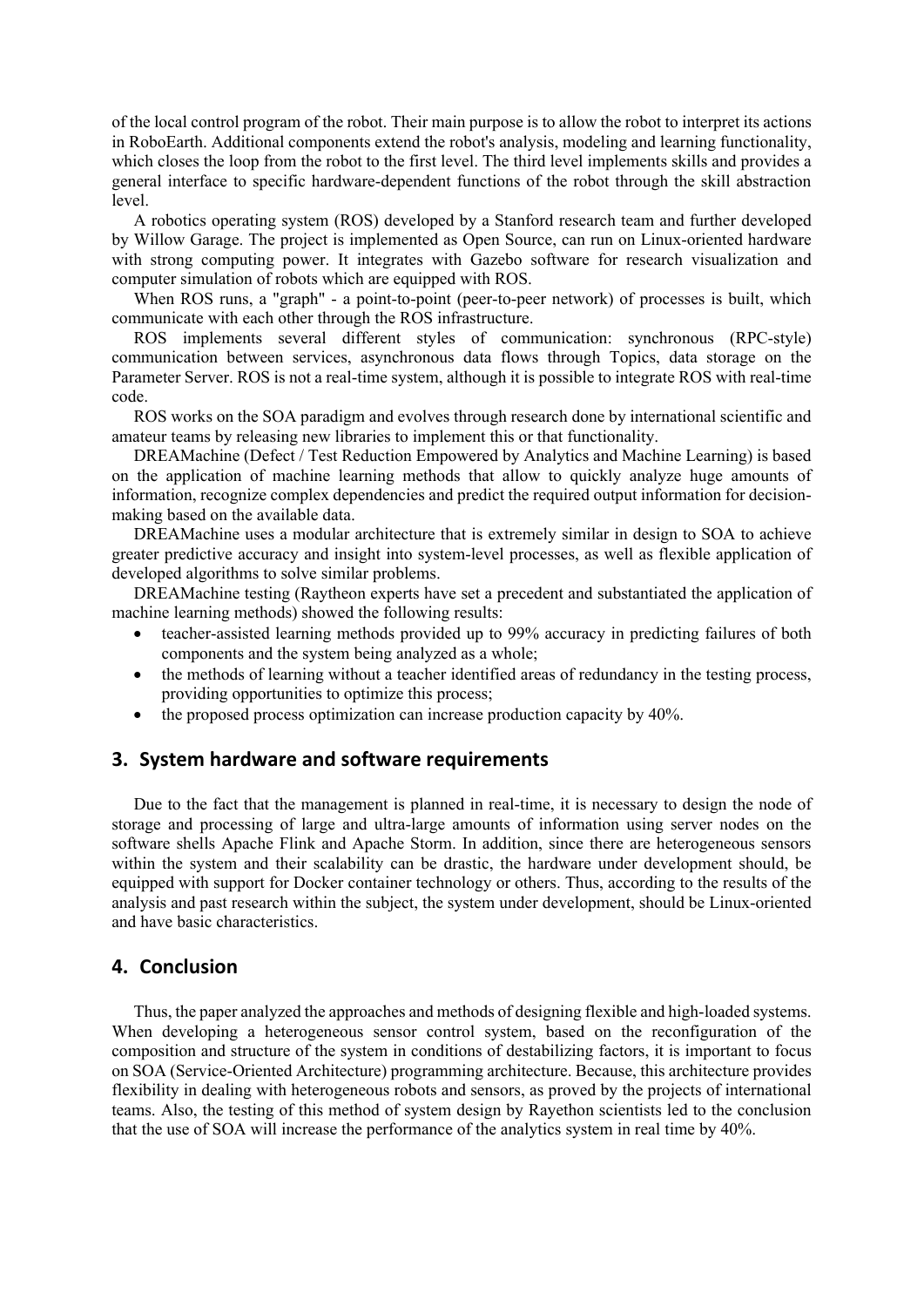of the local control program of the robot. Their main purpose is to allow the robot to interpret its actions in RoboEarth. Additional components extend the robot's analysis, modeling and learning functionality, which closes the loop from the robot to the first level. The third level implements skills and provides a general interface to specific hardware-dependent functions of the robot through the skill abstraction level.

A robotics operating system (ROS) developed by a Stanford research team and further developed by Willow Garage. The project is implemented as Open Source, can run on Linux-oriented hardware with strong computing power. It integrates with Gazebo software for research visualization and computer simulation of robots which are equipped with ROS.

When ROS runs, a "graph" - a point-to-point (peer-to-peer network) of processes is built, which communicate with each other through the ROS infrastructure.

ROS implements several different styles of communication: synchronous (RPC-style) communication between services, asynchronous data flows through Topics, data storage on the Parameter Server. ROS is not a real-time system, although it is possible to integrate ROS with real-time code.

ROS works on the SOA paradigm and evolves through research done by international scientific and amateur teams by releasing new libraries to implement this or that functionality.

DREAMachine (Defect / Test Reduction Empowered by Analytics and Machine Learning) is based on the application of machine learning methods that allow to quickly analyze huge amounts of information, recognize complex dependencies and predict the required output information for decision-making based on the available data.

DREAMachine uses a modular architecture that is extremely similar in design to SOA to achieve greater predictive accuracy and insight into system-level processes, as well as flexible application of developed algorithms to solve similar problems.

DREAMachine testing (Raytheon experts have set a precedent and substantiated the application of machine learning methods) showed the following results:

- teacher-assisted learning methods provided up to 99% accuracy in predicting failures of both components and the system being analyzed as a whole;
- the methods of learning without a teacher identified areas of redundancy in the testing process, providing opportunities to optimize this process;
- the proposed process optimization can increase production capacity by 40%.

## 3. System hardware and software requirements

Due to the fact that the management is planned in real-time, it is necessary to design the node of storage and processing of large and ultra-large amounts of information using server nodes on the software shells Apache Flink and Apache Storm. In addition, since there are heterogeneous sensors within the system and their scalability can be drastic, the hardware under development should, be equipped with support for Docker container technology or others. Thus, according to the results of the analysis and past research within the subject, the system under development, should be Linux-oriented and have basic characteristics.

## 4. Conclusion

Thus, the paper analyzed the approaches and methods of designing flexible and high-loaded systems. When developing a heterogeneous sensor control system, based on the reconfiguration of the composition and structure of the system in conditions of destabilizing factors, it is important to focus on SOA (Service-Oriented Architecture) programming architecture. Because, this architecture provides flexibility in dealing with heterogeneous robots and sensors, as proved by the projects of international teams. Also, the testing of this method of system design by Rayethon scientists led to the conclusion that the use of SOA will increase the performance of the analytics system in real time by 40%.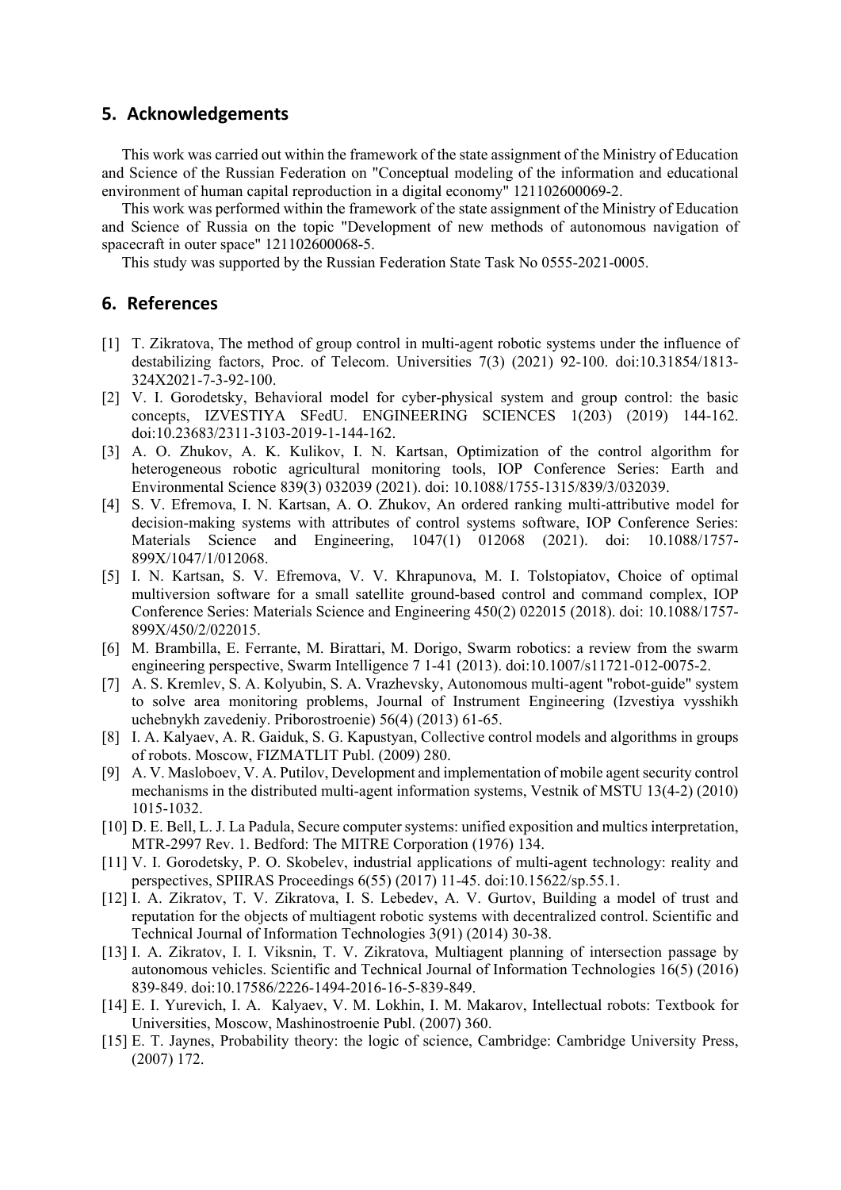## 5. Acknowledgements

This work was carried out within the framework of the state assignment of the Ministry of Education and Science of the Russian Federation on "Conceptual modeling of the information and educational environment of human capital reproduction in a digital economy" 121102600069-2.

This work was performed within the framework of the state assignment of the Ministry of Education and Science of Russia on the topic "Development of new methods of autonomous navigation of spacecraft in outer space" 121102600068-5.

This study was supported by the Russian Federation State Task No 0555-2021-0005.

## 6. References

[1] T. Zikratova, The method of group control in multi-agent robotic systems under the influence of destabilizing factors, Proc. of Telecom. Universities 7(3) (2021) 92-100. doi:10.31854/1813-324X2021-7-3-92-100.

[2] V. I. Gorodetsky, Behavioral model for cyber-physical system and group control: the basic concepts, IZVESTIYA SFedU. ENGINEERING SCIENCES 1(203) (2019) 144-162. doi:10.23683/2311-3103-2019-1-144-162.

[3] A. O. Zhukov, A. K. Kulikov, I. N. Kartsan, Optimization of the control algorithm for heterogeneous robotic agricultural monitoring tools, IOP Conference Series: Earth and Environmental Science 839(3) 032039 (2021). doi: 10.1088/1755-1315/839/3/032039.

[4] S. V. Efremova, I. N. Kartsan, A. O. Zhukov, An ordered ranking multi-attributive model for decision-making systems with attributes of control systems software, IOP Conference Series: Materials Science and Engineering, 1047(1) 012068 (2021). doi: 10.1088/1757-899X/1047/1/012068.

[5] I. N. Kartsan, S. V. Efremova, V. V. Khrapunova, M. I. Tolstopiatov, Choice of optimal multiversion software for a small satellite ground-based control and command complex, IOP Conference Series: Materials Science and Engineering 450(2) 022015 (2018). doi: 10.1088/1757-899X/450/2/022015.

[6] M. Brambilla, E. Ferrante, M. Birattari, M. Dorigo, Swarm robotics: a review from the swarm engineering perspective, Swarm Intelligence 7 1-41 (2013). doi:10.1007/s11721-012-0075-2.

[7] A. S. Kremlev, S. A. Kolyubin, S. A. Vrazhevsky, Autonomous multi-agent "robot-guide" system to solve area monitoring problems, Journal of Instrument Engineering (Izvestiya vysshikh uchebnykh zavedeniy. Priborostroenie) 56(4) (2013) 61-65.

[8] I. A. Kalyaev, A. R. Gaiduk, S. G. Kapustyan, Collective control models and algorithms in groups of robots. Moscow, FIZMATLIT Publ. (2009) 280.

[9] A. V. Masloboev, V. A. Putilov, Development and implementation of mobile agent security control mechanisms in the distributed multi-agent information systems, Vestnik of MSTU 13(4-2) (2010) 1015-1032.

[10] D. E. Bell, L. J. La Padula, Secure computer systems: unified exposition and multics interpretation, MTR-2997 Rev. 1. Bedford: The MITRE Corporation (1976) 134.

[11] V. I. Gorodetsky, P. O. Skobelev, industrial applications of multi-agent technology: reality and perspectives, SPIIRAS Proceedings 6(55) (2017) 11-45. doi:10.15622/sp.55.1.

[12] I. A. Zikratov, T. V. Zikratova, I. S. Lebedev, A. V. Gurtov, Building a model of trust and reputation for the objects of multiagent robotic systems with decentralized control. Scientific and Technical Journal of Information Technologies 3(91) (2014) 30-38.

[13] I. A. Zikratov, I. I. Viksnin, T. V. Zikratova, Multiagent planning of intersection passage by autonomous vehicles. Scientific and Technical Journal of Information Technologies 16(5) (2016) 839-849. doi:10.17586/2226-1494-2016-16-5-839-849.

[14] E. I. Yurevich, I. A. Kalyaev, V. M. Lokhin, I. M. Makarov, Intellectual robots: Textbook for Universities, Moscow, Mashinostroenie Publ. (2007) 360.

[15] E. T. Jaynes, Probability theory: the logic of science, Cambridge: Cambridge University Press, (2007) 172.